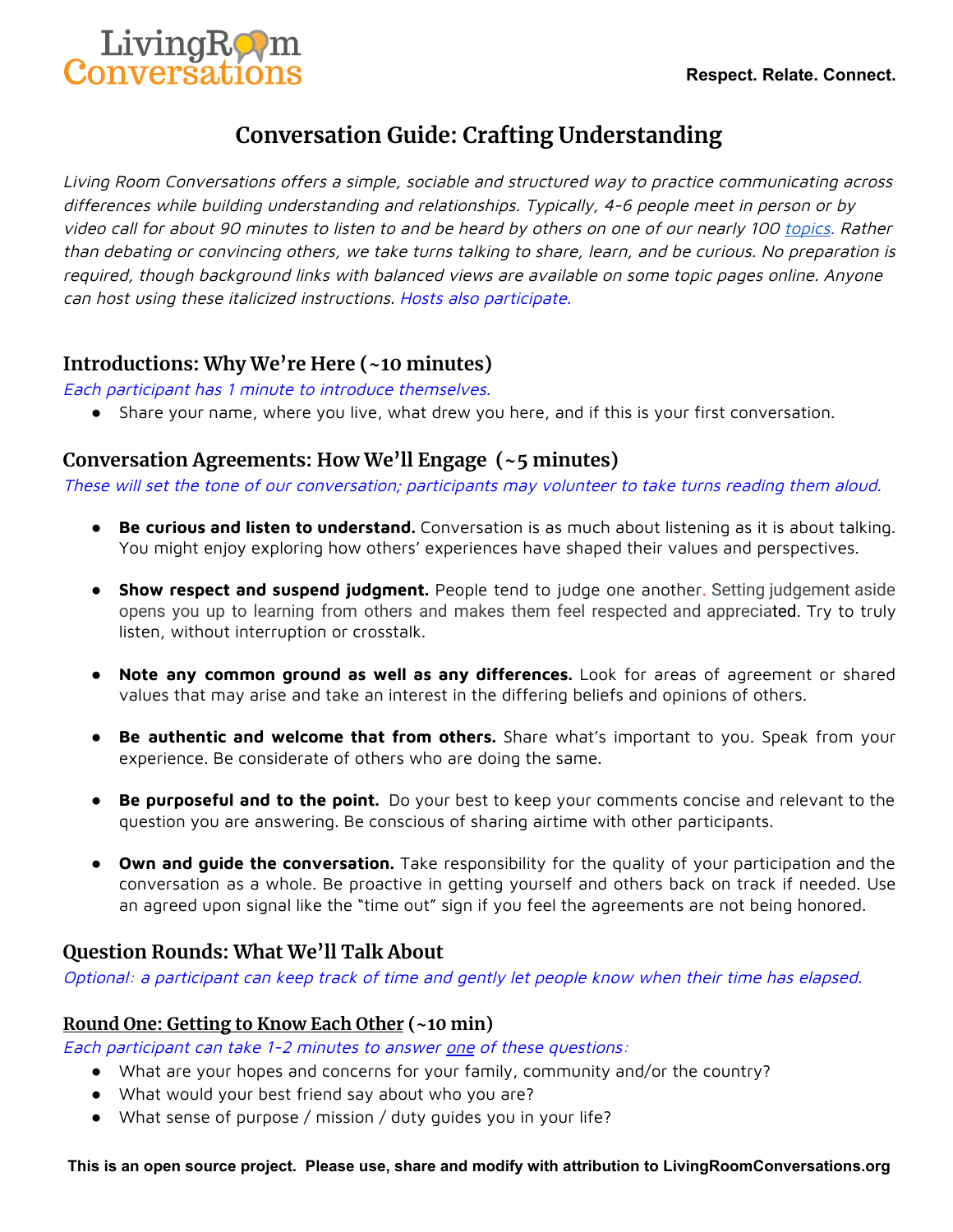LivingRoom Conversations

**Respect. Relate. Connect.**

# Conversation Guide: Crafting Understanding

*Living Room Conversations offers a simple, sociable and structured way to practice communicating across differences while building understanding and relationships. Typically, 4-6 people meet in person or by video call for about 90 minutes to listen to and be heard by others on one of our nearly 100 topics. Rather than debating or convincing others, we take turns talking to share, learn, and be curious. No preparation is required, though background links with balanced views are available on some topic pages online. Anyone can host using these italicized instructions. Hosts also participate.*

## Introductions: Why We're Here (~10 minutes)

*Each participant has 1 minute to introduce themselves.*

- Share your name, where you live, what drew you here, and if this is your first conversation.

## Conversation Agreements: How We'll Engage (~5 minutes)

*These will set the tone of our conversation; participants may volunteer to take turns reading them aloud.*

- **Be curious and listen to understand.** Conversation is as much about listening as it is about talking. You might enjoy exploring how others' experiences have shaped their values and perspectives.
- **Show respect and suspend judgment.** People tend to judge one another. Setting judgement aside opens you up to learning from others and makes them feel respected and appreciated. Try to truly listen, without interruption or crosstalk.
- **Note any common ground as well as any differences.** Look for areas of agreement or shared values that may arise and take an interest in the differing beliefs and opinions of others.
- **Be authentic and welcome that from others.** Share what's important to you. Speak from your experience. Be considerate of others who are doing the same.
- **Be purposeful and to the point.** Do your best to keep your comments concise and relevant to the question you are answering. Be conscious of sharing airtime with other participants.
- **Own and guide the conversation.** Take responsibility for the quality of your participation and the conversation as a whole. Be proactive in getting yourself and others back on track if needed. Use an agreed upon signal like the "time out" sign if you feel the agreements are not being honored.

## Question Rounds: What We'll Talk About

*Optional: a participant can keep track of time and gently let people know when their time has elapsed.*

### Round One: Getting to Know Each Other (~10 min)

*Each participant can take 1-2 minutes to answer one of these questions:*

- What are your hopes and concerns for your family, community and/or the country?
- What would your best friend say about who you are?
- What sense of purpose / mission / duty guides you in your life?

**This is an open source project. Please use, share and modify with attribution to LivingRoomConversations.org**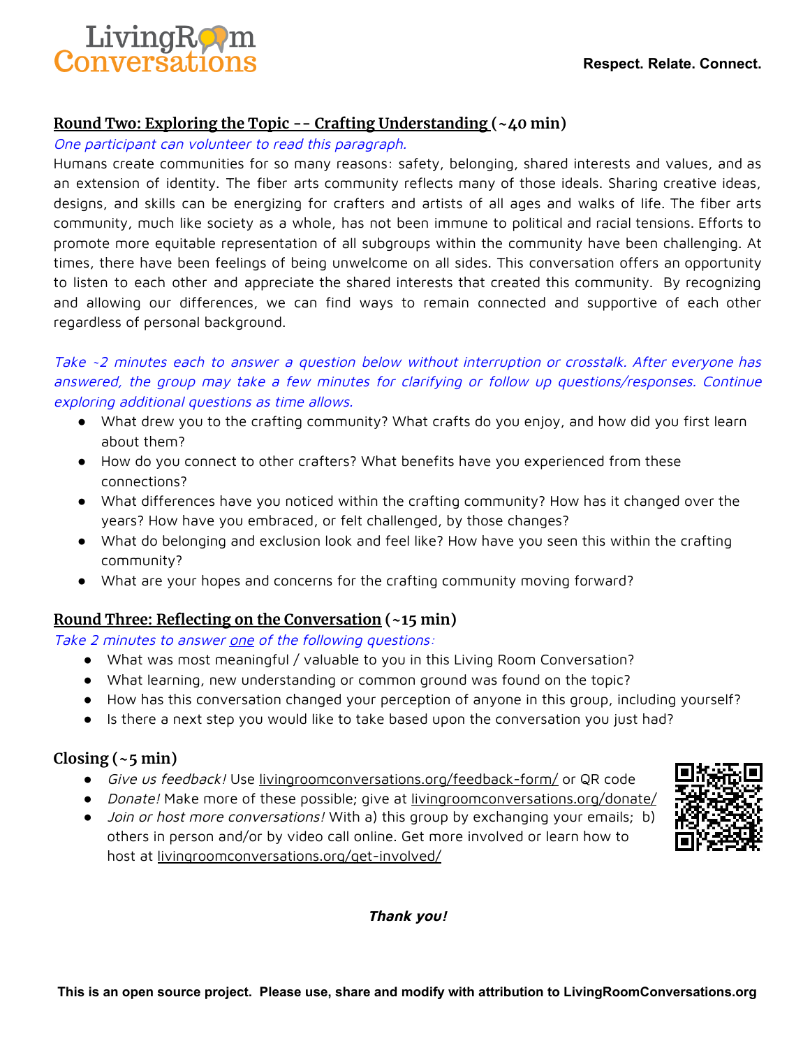## Round Two: Exploring the Topic -- Crafting Understanding (~40 min)

*One participant can volunteer to read this paragraph.*

Humans create communities for so many reasons: safety, belonging, shared interests and values, and as an extension of identity. The fiber arts community reflects many of those ideals. Sharing creative ideas, designs, and skills can be energizing for crafters and artists of all ages and walks of life. The fiber arts community, much like society as a whole, has not been immune to political and racial tensions. Efforts to promote more equitable representation of all subgroups within the community have been challenging. At times, there have been feelings of being unwelcome on all sides. This conversation offers an opportunity to listen to each other and appreciate the shared interests that created this community. By recognizing and allowing our differences, we can find ways to remain connected and supportive of each other regardless of personal background.

*Take ~2 minutes each to answer a question below without interruption or crosstalk. After everyone has answered, the group may take a few minutes for clarifying or follow up questions/responses. Continue exploring additional questions as time allows.*

- What drew you to the crafting community? What crafts do you enjoy, and how did you first learn about them?
- How do you connect to other crafters? What benefits have you experienced from these connections?
- What differences have you noticed within the crafting community? How has it changed over the years? How have you embraced, or felt challenged, by those changes?
- What do belonging and exclusion look and feel like? How have you seen this within the crafting community?
- What are your hopes and concerns for the crafting community moving forward?

## Round Three: Reflecting on the Conversation (~15 min)

*Take 2 minutes to answer one of the following questions:*

- What was most meaningful / valuable to you in this Living Room Conversation?
- What learning, new understanding or common ground was found on the topic?
- How has this conversation changed your perception of anyone in this group, including yourself?
- Is there a next step you would like to take based upon the conversation you just had?

## Closing (~5 min)

- *Give us feedback!* Use livingroomconversations.org/feedback-form/ or QR code
- *Donate!* Make more of these possible; give at livingroomconversations.org/donate/
- *Join or host more conversations!* With a) this group by exchanging your emails; b) others in person and/or by video call online. Get more involved or learn how to host at livingroomconversations.org/get-involved/

***Thank you!***

**This is an open source project. Please use, share and modify with attribution to LivingRoomConversations.org**